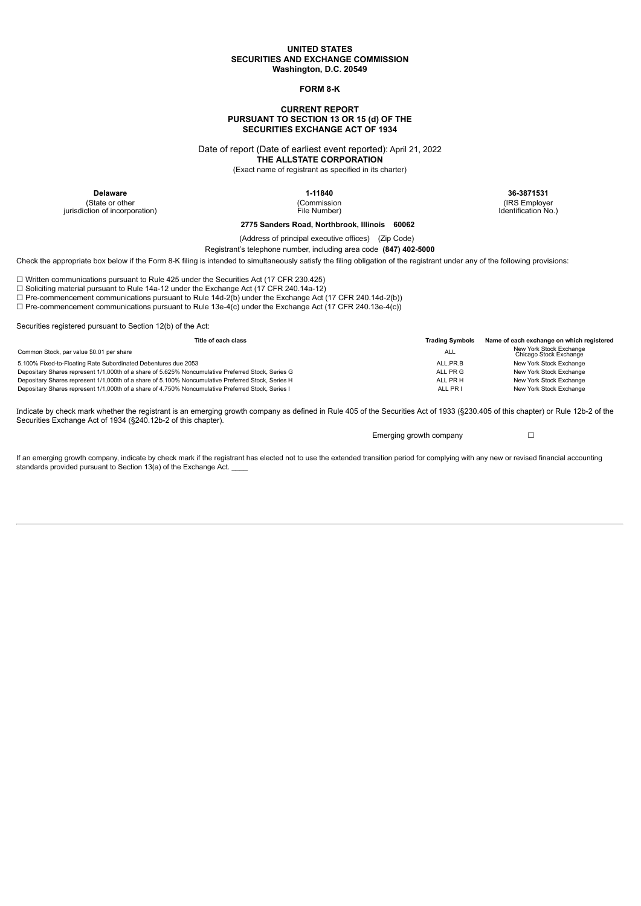**UNITED STATES**
**SECURITIES AND EXCHANGE COMMISSION**
**Washington, D.C. 20549**

**FORM 8-K**

**CURRENT REPORT**
**PURSUANT TO SECTION 13 OR 15 (d) OF THE**
**SECURITIES EXCHANGE ACT OF 1934**

Date of report (Date of earliest event reported): April 21, 2022

**THE ALLSTATE CORPORATION**

(Exact name of registrant as specified in its charter)

| **Delaware** | **1-11840** | **36-3871531** |
|---|---|---|
| (State or other jurisdiction of incorporation) | (Commission File Number) | (IRS Employer Identification No.) |

**2775 Sanders Road, Northbrook, Illinois 60062**

(Address of principal executive offices) (Zip Code)

Registrant's telephone number, including area code **(847) 402-5000**

Check the appropriate box below if the Form 8-K filing is intended to simultaneously satisfy the filing obligation of the registrant under any of the following provisions:

☐ Written communications pursuant to Rule 425 under the Securities Act (17 CFR 230.425)
☐ Soliciting material pursuant to Rule 14a-12 under the Exchange Act (17 CFR 240.14a-12)
☐ Pre-commencement communications pursuant to Rule 14d-2(b) under the Exchange Act (17 CFR 240.14d-2(b))
☐ Pre-commencement communications pursuant to Rule 13e-4(c) under the Exchange Act (17 CFR 240.13e-4(c))

Securities registered pursuant to Section 12(b) of the Act:

| Title of each class | Trading Symbols | Name of each exchange on which registered |
|---|---|---|
| Common Stock, par value $0.01 per share | ALL | New York Stock Exchange<br>Chicago Stock Exchange |
| 5.100% Fixed-to-Floating Rate Subordinated Debentures due 2053 | ALL.PR.B | New York Stock Exchange |
| Depositary Shares represent 1/1,000th of a share of 5.625% Noncumulative Preferred Stock, Series G | ALL PR G | New York Stock Exchange |
| Depositary Shares represent 1/1,000th of a share of 5.100% Noncumulative Preferred Stock, Series H | ALL PR H | New York Stock Exchange |
| Depositary Shares represent 1/1,000th of a share of 4.750% Noncumulative Preferred Stock, Series I | ALL PR I | New York Stock Exchange |

Indicate by check mark whether the registrant is an emerging growth company as defined in Rule 405 of the Securities Act of 1933 (§230.405 of this chapter) or Rule 12b-2 of the Securities Exchange Act of 1934 (§240.12b-2 of this chapter).

Emerging growth company ☐

If an emerging growth company, indicate by check mark if the registrant has elected not to use the extended transition period for complying with any new or revised financial accounting standards provided pursuant to Section 13(a) of the Exchange Act. ____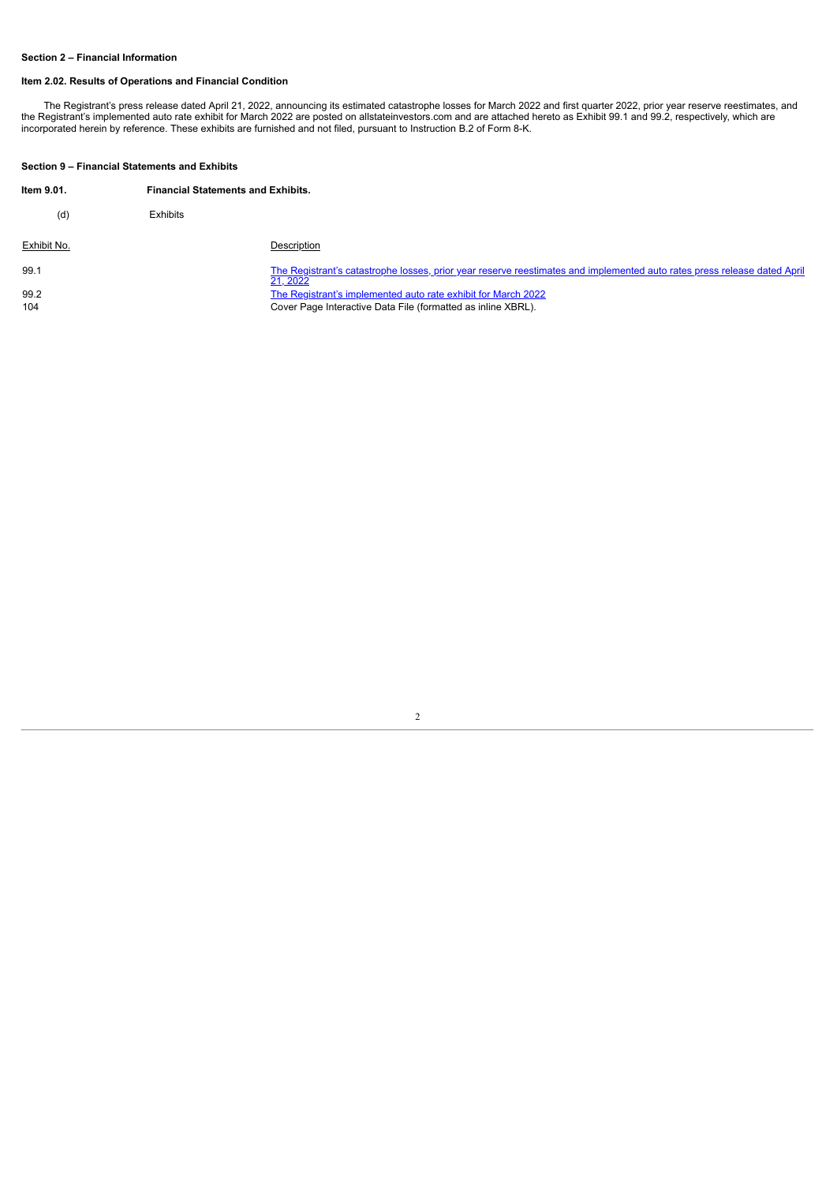**Section 2 – Financial Information**

**Item 2.02. Results of Operations and Financial Condition**

The Registrant's press release dated April 21, 2022, announcing its estimated catastrophe losses for March 2022 and first quarter 2022, prior year reserve reestimates, and the Registrant's implemented auto rate exhibit for March 2022 are posted on allstateinvestors.com and are attached hereto as Exhibit 99.1 and 99.2, respectively, which are incorporated herein by reference. These exhibits are furnished and not filed, pursuant to Instruction B.2 of Form 8-K.

**Section 9 – Financial Statements and Exhibits**

**Item 9.01.** **Financial Statements and Exhibits.**

(d) Exhibits

| Exhibit No. | Description |
| --- | --- |
| 99.1 | The Registrant's catastrophe losses, prior year reserve reestimates and implemented auto rates press release dated April 21, 2022 |
| 99.2 | The Registrant's implemented auto rate exhibit for March 2022 |
| 104 | Cover Page Interactive Data File (formatted as inline XBRL). |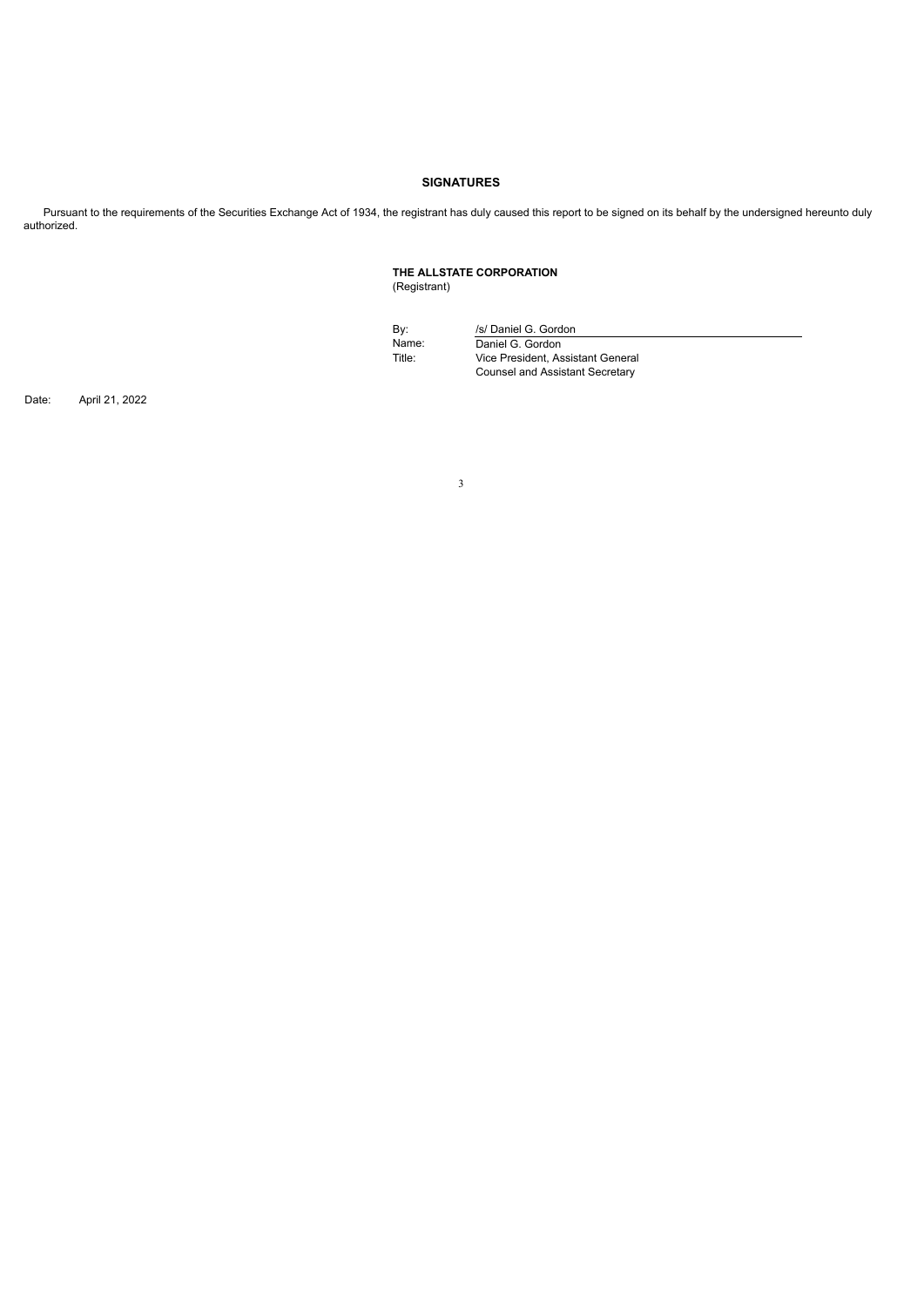## SIGNATURES

Pursuant to the requirements of the Securities Exchange Act of 1934, the registrant has duly caused this report to be signed on its behalf by the undersigned hereunto duly authorized.

**THE ALLSTATE CORPORATION**
(Registrant)

By: /s/ Daniel G. Gordon
Name: Daniel G. Gordon
Title: Vice President, Assistant General Counsel and Assistant Secretary

Date: April 21, 2022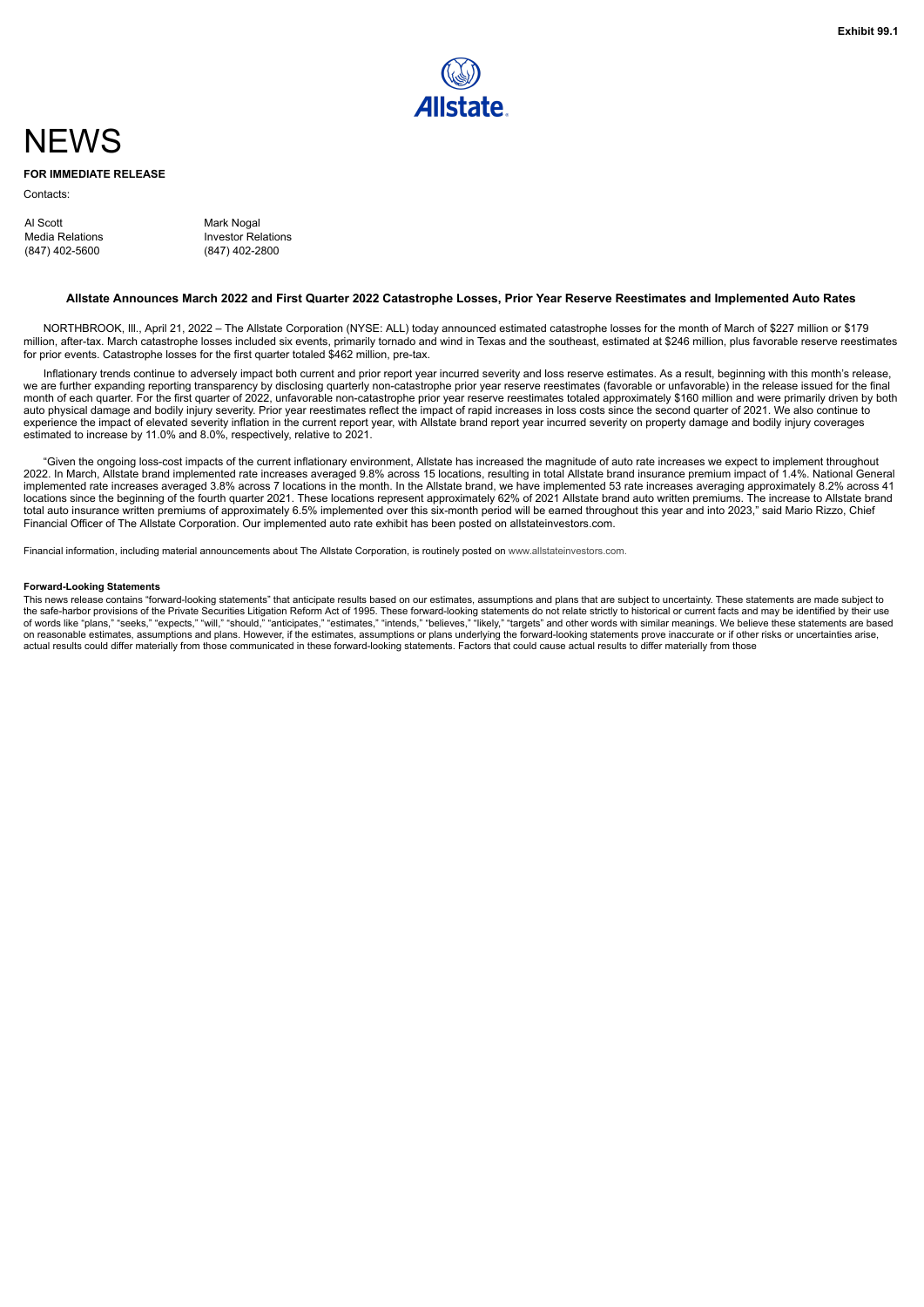Exhibit 99.1

Allstate.

# NEWS

**FOR IMMEDIATE RELEASE**

Contacts:

| | |
|---|---|
| Al Scott | Mark Nogal |
| Media Relations | Investor Relations |
| (847) 402-5600 | (847) 402-2800 |

### Allstate Announces March 2022 and First Quarter 2022 Catastrophe Losses, Prior Year Reserve Reestimates and Implemented Auto Rates

NORTHBROOK, Ill., April 21, 2022 – The Allstate Corporation (NYSE: ALL) today announced estimated catastrophe losses for the month of March of $227 million or $179 million, after-tax. March catastrophe losses included six events, primarily tornado and wind in Texas and the southeast, estimated at $246 million, plus favorable reserve reestimates for prior events. Catastrophe losses for the first quarter totaled $462 million, pre-tax.

Inflationary trends continue to adversely impact both current and prior report year incurred severity and loss reserve estimates. As a result, beginning with this month's release, we are further expanding reporting transparency by disclosing quarterly non-catastrophe prior year reserve reestimates (favorable or unfavorable) in the release issued for the final month of each quarter. For the first quarter of 2022, unfavorable non-catastrophe prior year reserve reestimates totaled approximately $160 million and were primarily driven by both auto physical damage and bodily injury severity. Prior year reestimates reflect the impact of rapid increases in loss costs since the second quarter of 2021. We also continue to experience the impact of elevated severity inflation in the current report year, with Allstate brand report year incurred severity on property damage and bodily injury coverages estimated to increase by 11.0% and 8.0%, respectively, relative to 2021.

"Given the ongoing loss-cost impacts of the current inflationary environment, Allstate has increased the magnitude of auto rate increases we expect to implement throughout 2022. In March, Allstate brand implemented rate increases averaged 9.8% across 15 locations, resulting in total Allstate brand insurance premium impact of 1.4%. National General implemented rate increases averaged 3.8% across 7 locations in the month. In the Allstate brand, we have implemented 53 rate increases averaging approximately 8.2% across 41 locations since the beginning of the fourth quarter 2021. These locations represent approximately 62% of 2021 Allstate brand auto written premiums. The increase to Allstate brand total auto insurance written premiums of approximately 6.5% implemented over this six-month period will be earned throughout this year and into 2023," said Mario Rizzo, Chief Financial Officer of The Allstate Corporation. Our implemented auto rate exhibit has been posted on allstateinvestors.com.

Financial information, including material announcements about The Allstate Corporation, is routinely posted on www.allstateinvestors.com.

**Forward-Looking Statements**

This news release contains "forward-looking statements" that anticipate results based on our estimates, assumptions and plans that are subject to uncertainty. These statements are made subject to the safe-harbor provisions of the Private Securities Litigation Reform Act of 1995. These forward-looking statements do not relate strictly to historical or current facts and may be identified by their use of words like "plans," "seeks," "expects," "will," "should," "anticipates," "estimates," "intends," "believes," "likely," "targets" and other words with similar meanings. We believe these statements are based on reasonable estimates, assumptions and plans. However, if the estimates, assumptions or plans underlying the forward-looking statements prove inaccurate or if other risks or uncertainties arise, actual results could differ materially from those communicated in these forward-looking statements. Factors that could cause actual results to differ materially from those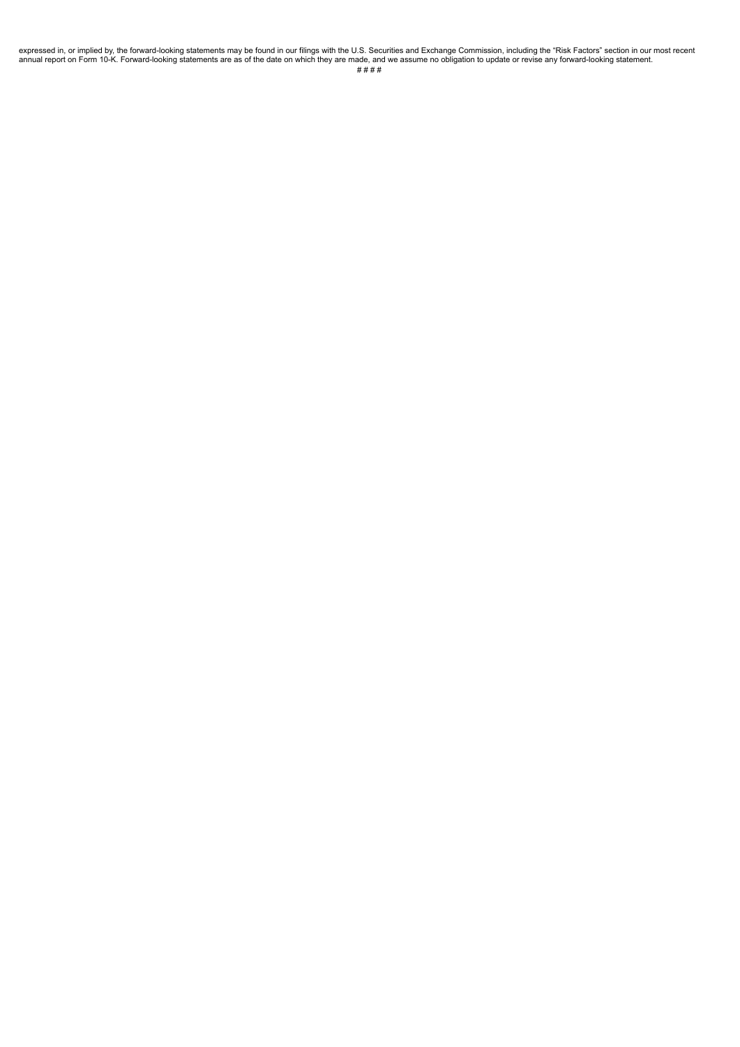expressed in, or implied by, the forward-looking statements may be found in our filings with the U.S. Securities and Exchange Commission, including the "Risk Factors" section in our most recent annual report on Form 10-K. Forward-looking statements are as of the date on which they are made, and we assume no obligation to update or revise any forward-looking statement.

# # # #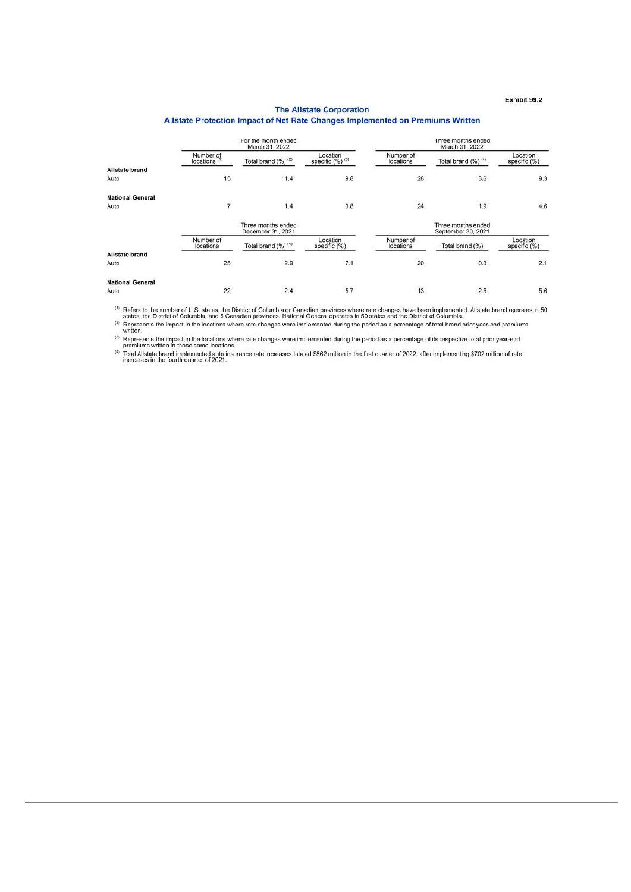Exhibit 99.2

## The Allstate Corporation

### Allstate Protection Impact of Net Rate Changes Implemented on Premiums Written

| | For the month ended March 31, 2022 | | | Three months ended March 31, 2022 | | |
|---|---|---|---|---|---|---|
| | Number of locations [1] | Total brand (%) [2] | Location specific (%) [3] | Number of locations | Total brand (%) [4] | Location specific (%) |
| **Allstate brand** | | | | | | |
| Auto | 15 | 1.4 | 9.8 | 28 | 3.6 | 9.3 |
| **National General** | | | | | | |
| Auto | 7 | 1.4 | 3.8 | 24 | 1.9 | 4.6 |

| | Three months ended December 31, 2021 | | | Three months ended September 30, 2021 | | |
|---|---|---|---|---|---|---|
| | Number of locations | Total brand (%) [4] | Location specific (%) | Number of locations | Total brand (%) | Location specific (%) |
| **Allstate brand** | | | | | | |
| Auto | 25 | 2.9 | 7.1 | 20 | 0.3 | 2.1 |
| **National General** | | | | | | |
| Auto | 22 | 2.4 | 5.7 | 13 | 2.5 | 5.6 |

[1] Refers to the number of U.S. states, the District of Columbia or Canadian provinces where rate changes have been implemented. Allstate brand operates in 50 states, the District of Columbia, and 5 Canadian provinces. National General operates in 50 states and the District of Columbia.

[2] Represents the impact in the locations where rate changes were implemented during the period as a percentage of total brand prior year-end premiums written.

[3] Represents the impact in the locations where rate changes were implemented during the period as a percentage of its respective total prior year-end premiums written in those same locations.

[4] Total Allstate brand implemented auto insurance rate increases totaled $862 million in the first quarter of 2022, after implementing $702 million of rate increases in the fourth quarter of 2021.